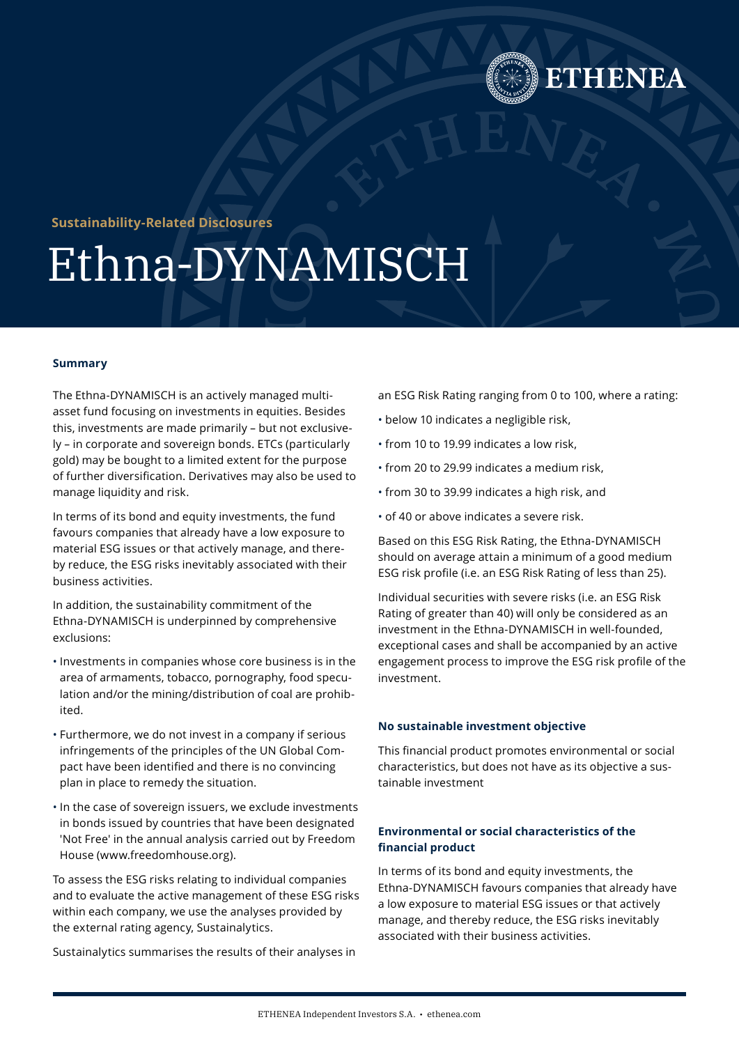Sustainability-Related Disclosures

# Ethna-DYNAMISCH

## Summary

The Ethna-DYNAMISCH is an actively managed multi-asset fund focusing on investments in equities. Besides this, investments are made primarily – but not exclusively – in corporate and sovereign bonds. ETCs (particularly gold) may be bought to a limited extent for the purpose of further diversification. Derivatives may also be used to manage liquidity and risk.

In terms of its bond and equity investments, the fund favours companies that already have a low exposure to material ESG issues or that actively manage, and thereby reduce, the ESG risks inevitably associated with their business activities.

In addition, the sustainability commitment of the Ethna-DYNAMISCH is underpinned by comprehensive exclusions:

- Investments in companies whose core business is in the area of armaments, tobacco, pornography, food speculation and/or the mining/distribution of coal are prohibited.
- Furthermore, we do not invest in a company if serious infringements of the principles of the UN Global Compact have been identified and there is no convincing plan in place to remedy the situation.
- In the case of sovereign issuers, we exclude investments in bonds issued by countries that have been designated 'Not Free' in the annual analysis carried out by Freedom House (www.freedomhouse.org).

To assess the ESG risks relating to individual companies and to evaluate the active management of these ESG risks within each company, we use the analyses provided by the external rating agency, Sustainalytics.

Sustainalytics summarises the results of their analyses in an ESG Risk Rating ranging from 0 to 100, where a rating:

- below 10 indicates a negligible risk,
- from 10 to 19.99 indicates a low risk,
- from 20 to 29.99 indicates a medium risk,
- from 30 to 39.99 indicates a high risk, and
- of 40 or above indicates a severe risk.

Based on this ESG Risk Rating, the Ethna-DYNAMISCH should on average attain a minimum of a good medium ESG risk profile (i.e. an ESG Risk Rating of less than 25).

Individual securities with severe risks (i.e. an ESG Risk Rating of greater than 40) will only be considered as an investment in the Ethna-DYNAMISCH in well-founded, exceptional cases and shall be accompanied by an active engagement process to improve the ESG risk profile of the investment.

## No sustainable investment objective

This financial product promotes environmental or social characteristics, but does not have as its objective a sustainable investment

## Environmental or social characteristics of the financial product

In terms of its bond and equity investments, the Ethna-DYNAMISCH favours companies that already have a low exposure to material ESG issues or that actively manage, and thereby reduce, the ESG risks inevitably associated with their business activities.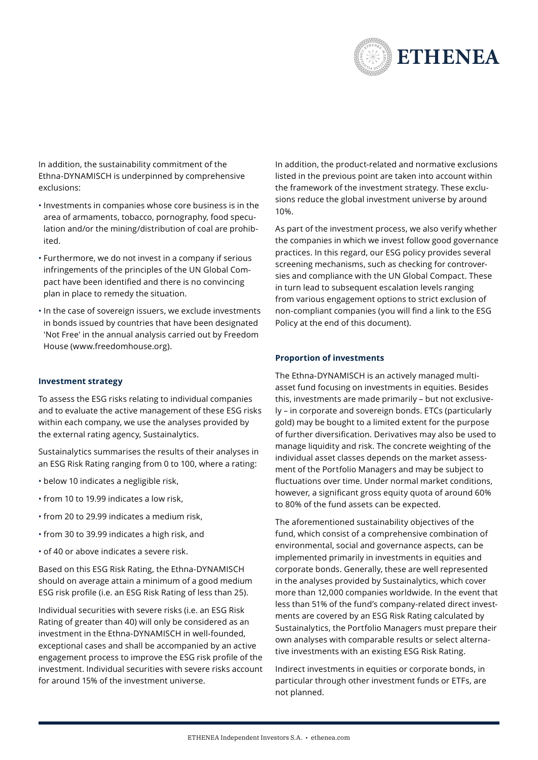In addition, the sustainability commitment of the Ethna-DYNAMISCH is underpinned by comprehensive exclusions:

- Investments in companies whose core business is in the area of armaments, tobacco, pornography, food speculation and/or the mining/distribution of coal are prohibited.
- Furthermore, we do not invest in a company if serious infringements of the principles of the UN Global Compact have been identified and there is no convincing plan in place to remedy the situation.
- In the case of sovereign issuers, we exclude investments in bonds issued by countries that have been designated 'Not Free' in the annual analysis carried out by Freedom House (www.freedomhouse.org).

**Investment strategy**

To assess the ESG risks relating to individual companies and to evaluate the active management of these ESG risks within each company, we use the analyses provided by the external rating agency, Sustainalytics.

Sustainalytics summarises the results of their analyses in an ESG Risk Rating ranging from 0 to 100, where a rating:

- below 10 indicates a negligible risk,
- from 10 to 19.99 indicates a low risk,
- from 20 to 29.99 indicates a medium risk,
- from 30 to 39.99 indicates a high risk, and
- of 40 or above indicates a severe risk.

Based on this ESG Risk Rating, the Ethna-DYNAMISCH should on average attain a minimum of a good medium ESG risk profile (i.e. an ESG Risk Rating of less than 25).

Individual securities with severe risks (i.e. an ESG Risk Rating of greater than 40) will only be considered as an investment in the Ethna-DYNAMISCH in well-founded, exceptional cases and shall be accompanied by an active engagement process to improve the ESG risk profile of the investment. Individual securities with severe risks account for around 15% of the investment universe.

In addition, the product-related and normative exclusions listed in the previous point are taken into account within the framework of the investment strategy. These exclusions reduce the global investment universe by around 10%.

As part of the investment process, we also verify whether the companies in which we invest follow good governance practices. In this regard, our ESG policy provides several screening mechanisms, such as checking for controversies and compliance with the UN Global Compact. These in turn lead to subsequent escalation levels ranging from various engagement options to strict exclusion of non-compliant companies (you will find a link to the ESG Policy at the end of this document).

**Proportion of investments**

The Ethna-DYNAMISCH is an actively managed multi-asset fund focusing on investments in equities. Besides this, investments are made primarily – but not exclusively – in corporate and sovereign bonds. ETCs (particularly gold) may be bought to a limited extent for the purpose of further diversification. Derivatives may also be used to manage liquidity and risk. The concrete weighting of the individual asset classes depends on the market assessment of the Portfolio Managers and may be subject to fluctuations over time. Under normal market conditions, however, a significant gross equity quota of around 60% to 80% of the fund assets can be expected.

The aforementioned sustainability objectives of the fund, which consist of a comprehensive combination of environmental, social and governance aspects, can be implemented primarily in investments in equities and corporate bonds. Generally, these are well represented in the analyses provided by Sustainalytics, which cover more than 12,000 companies worldwide. In the event that less than 51% of the fund's company-related direct investments are covered by an ESG Risk Rating calculated by Sustainalytics, the Portfolio Managers must prepare their own analyses with comparable results or select alternative investments with an existing ESG Risk Rating.

Indirect investments in equities or corporate bonds, in particular through other investment funds or ETFs, are not planned.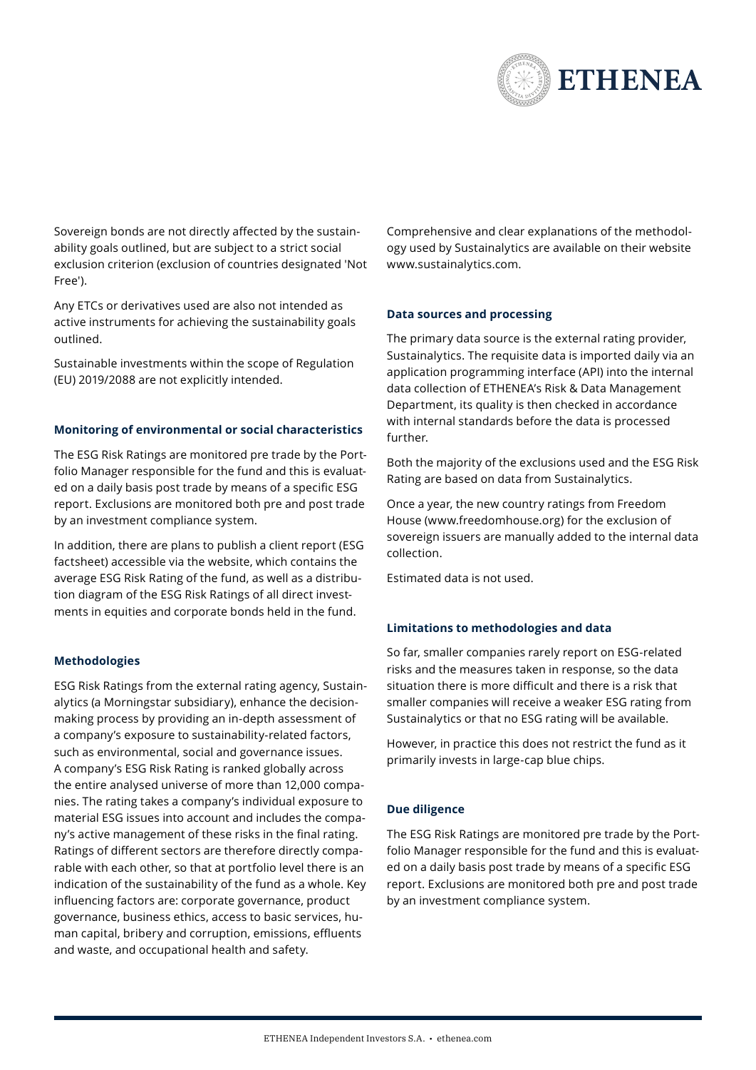Sovereign bonds are not directly affected by the sustainability goals outlined, but are subject to a strict social exclusion criterion (exclusion of countries designated 'Not Free').

Any ETCs or derivatives used are also not intended as active instruments for achieving the sustainability goals outlined.

Sustainable investments within the scope of Regulation (EU) 2019/2088 are not explicitly intended.

### Monitoring of environmental or social characteristics

The ESG Risk Ratings are monitored pre trade by the Portfolio Manager responsible for the fund and this is evaluated on a daily basis post trade by means of a specific ESG report. Exclusions are monitored both pre and post trade by an investment compliance system.

In addition, there are plans to publish a client report (ESG factsheet) accessible via the website, which contains the average ESG Risk Rating of the fund, as well as a distribution diagram of the ESG Risk Ratings of all direct investments in equities and corporate bonds held in the fund.

### Methodologies

ESG Risk Ratings from the external rating agency, Sustainalytics (a Morningstar subsidiary), enhance the decision-making process by providing an in-depth assessment of a company's exposure to sustainability-related factors, such as environmental, social and governance issues. A company's ESG Risk Rating is ranked globally across the entire analysed universe of more than 12,000 companies. The rating takes a company's individual exposure to material ESG issues into account and includes the company's active management of these risks in the final rating. Ratings of different sectors are therefore directly comparable with each other, so that at portfolio level there is an indication of the sustainability of the fund as a whole. Key influencing factors are: corporate governance, product governance, business ethics, access to basic services, human capital, bribery and corruption, emissions, effluents and waste, and occupational health and safety.

Comprehensive and clear explanations of the methodology used by Sustainalytics are available on their website www.sustainalytics.com.

### Data sources and processing

The primary data source is the external rating provider, Sustainalytics. The requisite data is imported daily via an application programming interface (API) into the internal data collection of ETHENEA's Risk & Data Management Department, its quality is then checked in accordance with internal standards before the data is processed further.

Both the majority of the exclusions used and the ESG Risk Rating are based on data from Sustainalytics.

Once a year, the new country ratings from Freedom House (www.freedomhouse.org) for the exclusion of sovereign issuers are manually added to the internal data collection.

Estimated data is not used.

### Limitations to methodologies and data

So far, smaller companies rarely report on ESG-related risks and the measures taken in response, so the data situation there is more difficult and there is a risk that smaller companies will receive a weaker ESG rating from Sustainalytics or that no ESG rating will be available.

However, in practice this does not restrict the fund as it primarily invests in large-cap blue chips.

### Due diligence

The ESG Risk Ratings are monitored pre trade by the Portfolio Manager responsible for the fund and this is evaluated on a daily basis post trade by means of a specific ESG report. Exclusions are monitored both pre and post trade by an investment compliance system.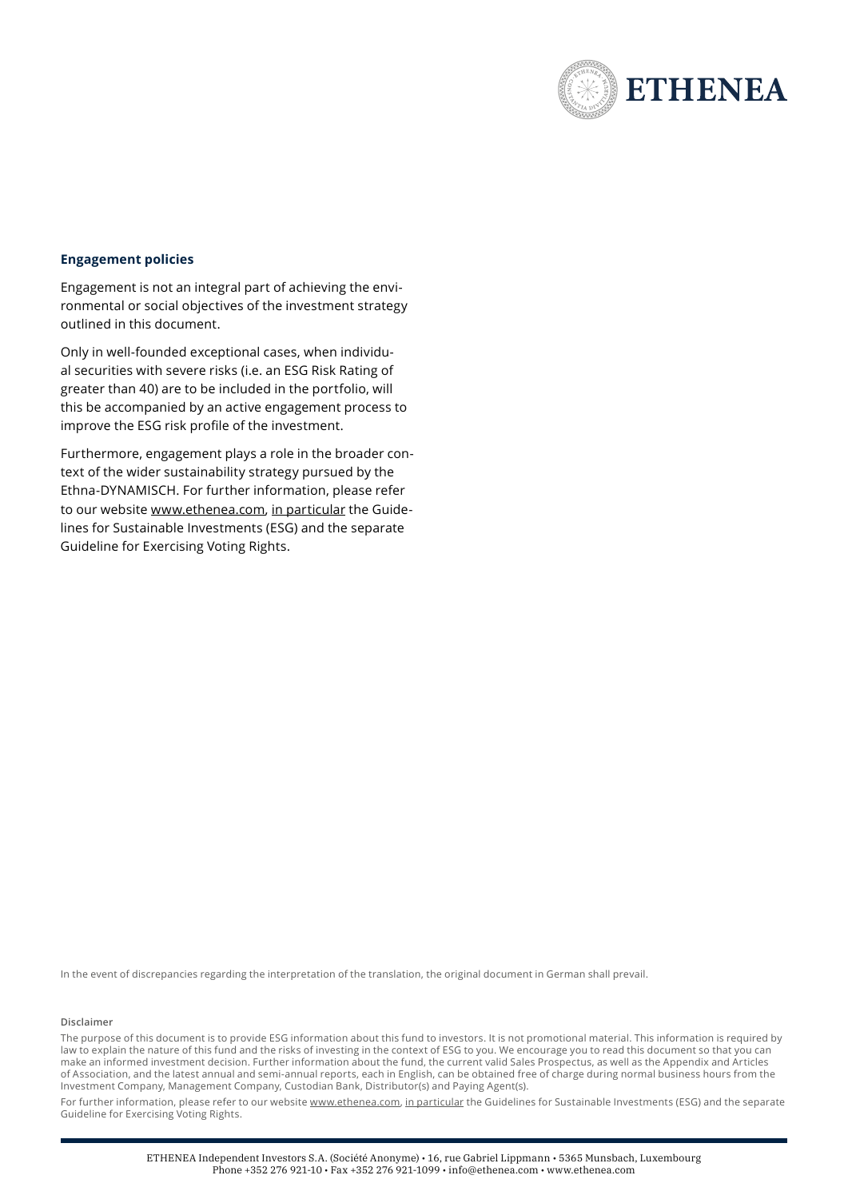**Engagement policies**

Engagement is not an integral part of achieving the environmental or social objectives of the investment strategy outlined in this document.

Only in well-founded exceptional cases, when individual securities with severe risks (i.e. an ESG Risk Rating of greater than 40) are to be included in the portfolio, will this be accompanied by an active engagement process to improve the ESG risk profile of the investment.

Furthermore, engagement plays a role in the broader context of the wider sustainability strategy pursued by the Ethna-DYNAMISCH. For further information, please refer to our website www.ethenea.com, in particular the Guidelines for Sustainable Investments (ESG) and the separate Guideline for Exercising Voting Rights.

In the event of discrepancies regarding the interpretation of the translation, the original document in German shall prevail.

**Disclaimer**

The purpose of this document is to provide ESG information about this fund to investors. It is not promotional material. This information is required by law to explain the nature of this fund and the risks of investing in the context of ESG to you. We encourage you to read this document so that you can make an informed investment decision. Further information about the fund, the current valid Sales Prospectus, as well as the Appendix and Articles of Association, and the latest annual and semi-annual reports, each in English, can be obtained free of charge during normal business hours from the Investment Company, Management Company, Custodian Bank, Distributor(s) and Paying Agent(s).

For further information, please refer to our website www.ethenea.com, in particular the Guidelines for Sustainable Investments (ESG) and the separate Guideline for Exercising Voting Rights.

ETHENEA Independent Investors S.A. (Société Anonyme) • 16, rue Gabriel Lippmann • 5365 Munsbach, Luxembourg
Phone +352 276 921-10 • Fax +352 276 921-1099 • info@ethenea.com • www.ethenea.com